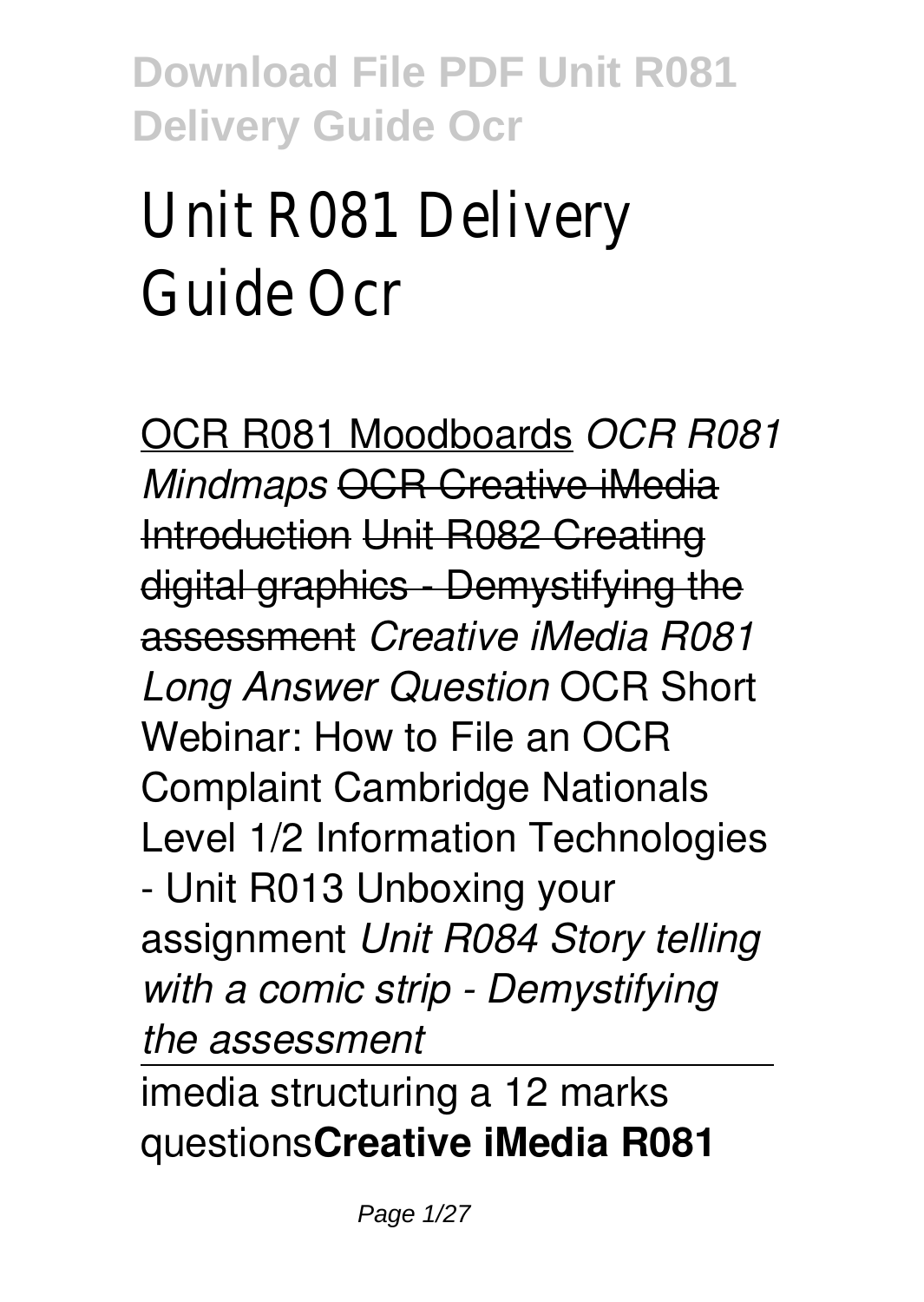# Unit R081 Delivery Guide Ocr

OCR R081 Moodboards *OCR R081 Mindmaps* ~~OCR Creative iMedia Introduction Unit R082 Creating digital graphics - Demystifying the assessment~~ *Creative iMedia R081 Long Answer Question* OCR Short Webinar: How to File an OCR Complaint Cambridge Nationals Level 1/2 Information Technologies - Unit R013 Unboxing your assignment *Unit R084 Story telling with a comic strip - Demystifying the assessment*

imedia structuring a 12 marks questions**Creative iMedia R081**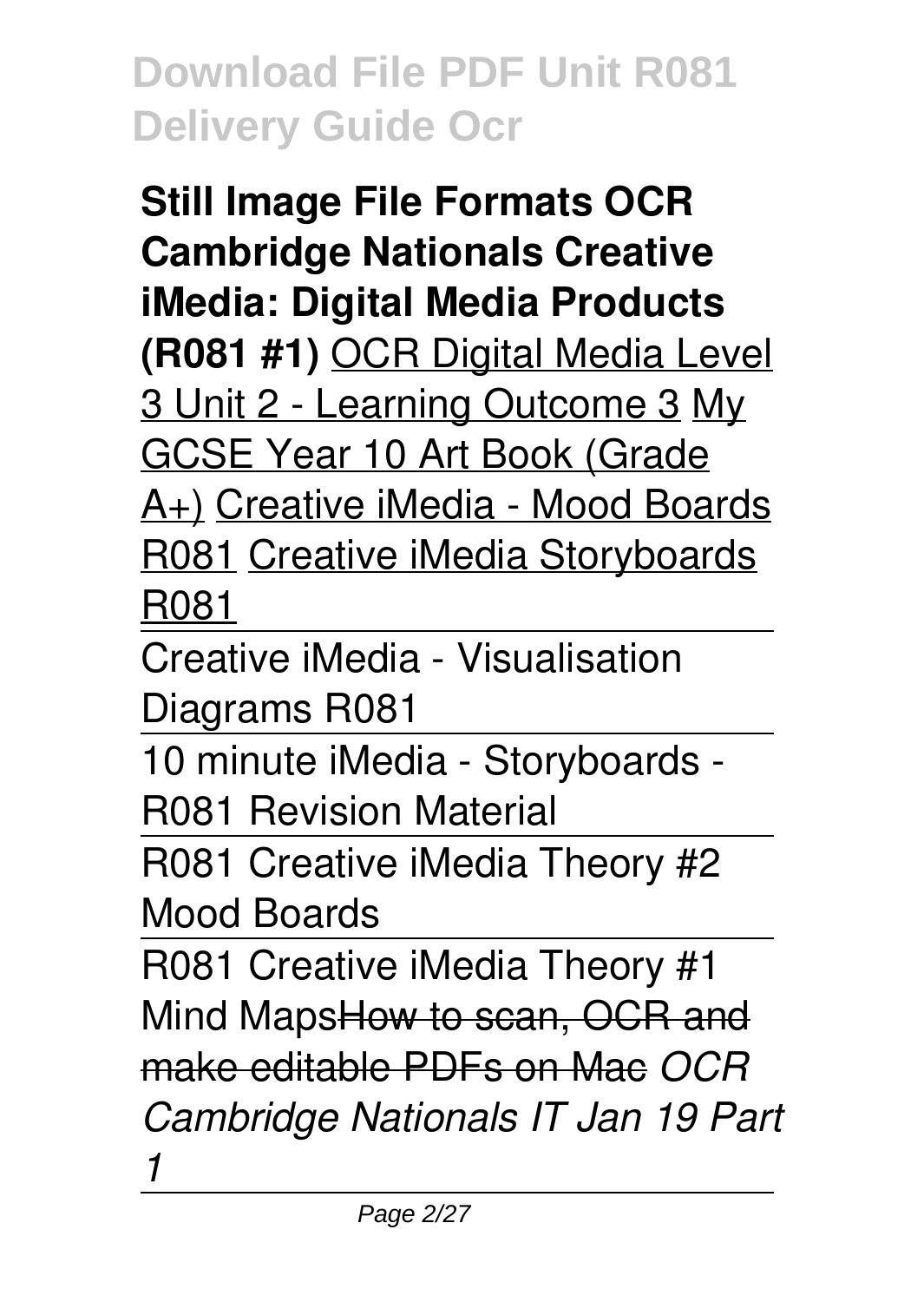**Still Image File Formats OCR Cambridge Nationals Creative iMedia: Digital Media Products (R081 #1)** OCR Digital Media Level 3 Unit 2 - Learning Outcome 3 My GCSE Year 10 Art Book (Grade A+) Creative iMedia - Mood Boards R081 Creative iMedia Storyboards R081

Creative iMedia - Visualisation Diagrams R081

10 minute iMedia - Storyboards - R081 Revision Material

R081 Creative iMedia Theory #2 Mood Boards

R081 Creative iMedia Theory #1 Mind Maps~~How to scan, OCR and make editable PDFs on Mac~~ *OCR Cambridge Nationals IT Jan 19 Part 1*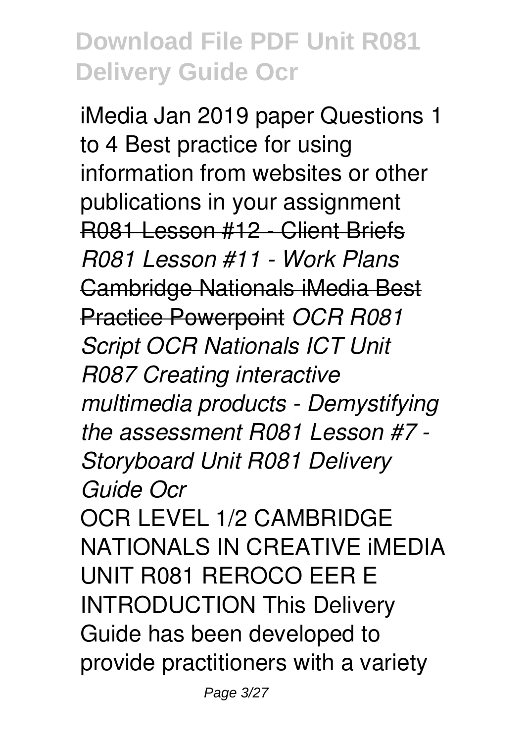iMedia Jan 2019 paper Questions 1 to 4 Best practice for using information from websites or other publications in your assignment ~~R081 Lesson #12 - Client Briefs~~ *R081 Lesson #11 - Work Plans* ~~Cambridge Nationals iMedia Best Practice Powerpoint~~ *OCR R081 Script OCR Nationals ICT Unit R087 Creating interactive multimedia products - Demystifying the assessment R081 Lesson #7 - Storyboard Unit R081 Delivery Guide Ocr*

OCR LEVEL 1/2 CAMBRIDGE NATIONALS IN CREATIVE iMEDIA UNIT R081 REROCO EER E INTRODUCTION This Delivery Guide has been developed to provide practitioners with a variety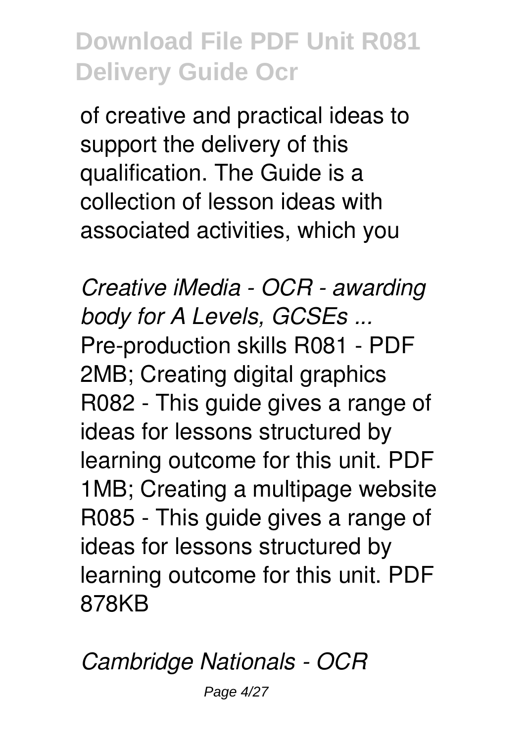of creative and practical ideas to support the delivery of this qualification. The Guide is a collection of lesson ideas with associated activities, which you

*Creative iMedia - OCR - awarding body for A Levels, GCSEs ...*

Pre-production skills R081 - PDF 2MB; Creating digital graphics R082 - This guide gives a range of ideas for lessons structured by learning outcome for this unit. PDF 1MB; Creating a multipage website R085 - This guide gives a range of ideas for lessons structured by learning outcome for this unit. PDF 878KB

*Cambridge Nationals - OCR*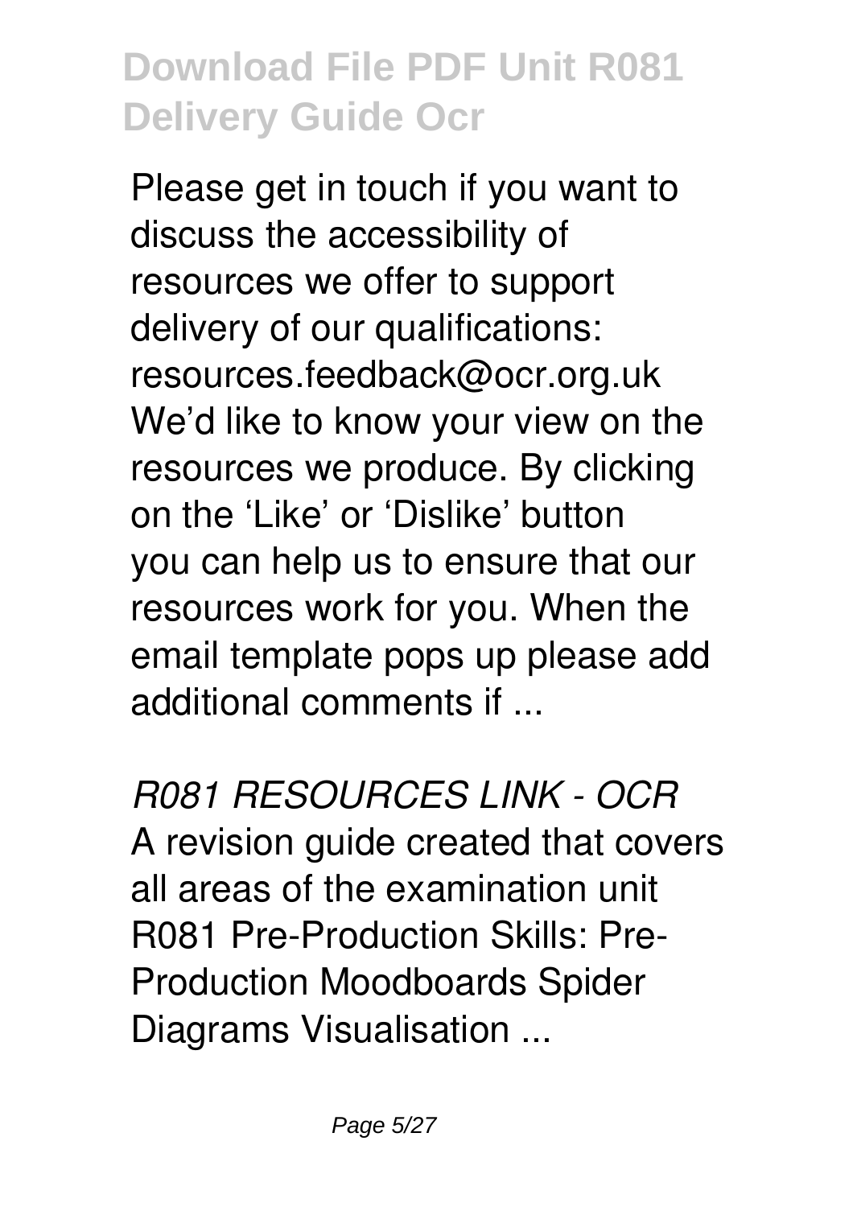Please get in touch if you want to discuss the accessibility of resources we offer to support delivery of our qualifications: resources.feedback@ocr.org.uk We'd like to know your view on the resources we produce. By clicking on the 'Like' or 'Dislike' button you can help us to ensure that our resources work for you. When the email template pops up please add additional comments if ...

*R081 RESOURCES LINK - OCR*

A revision guide created that covers all areas of the examination unit R081 Pre-Production Skills: Pre-Production Moodboards Spider Diagrams Visualisation ...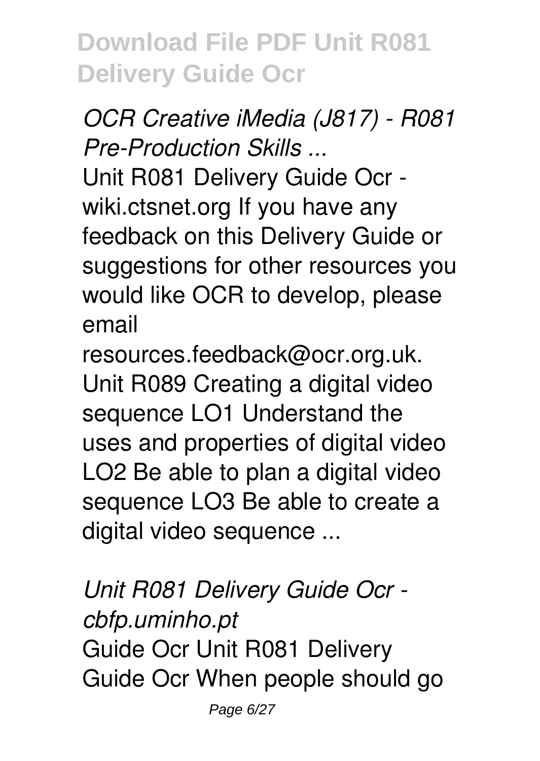*OCR Creative iMedia (J817) - R081 Pre-Production Skills ...*

Unit R081 Delivery Guide Ocr - wiki.ctsnet.org If you have any feedback on this Delivery Guide or suggestions for other resources you would like OCR to develop, please email resources.feedback@ocr.org.uk. Unit R089 Creating a digital video sequence LO1 Understand the uses and properties of digital video LO2 Be able to plan a digital video sequence LO3 Be able to create a digital video sequence ...

*Unit R081 Delivery Guide Ocr - cbfp.uminho.pt*

Guide Ocr Unit R081 Delivery Guide Ocr When people should go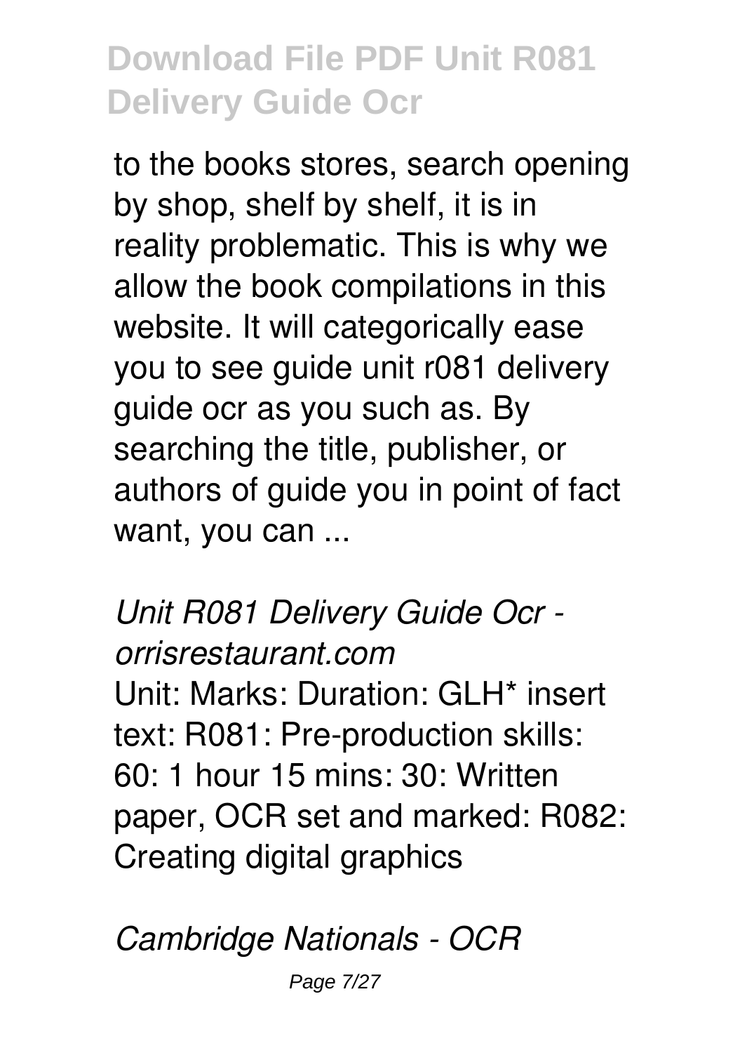to the books stores, search opening by shop, shelf by shelf, it is in reality problematic. This is why we allow the book compilations in this website. It will categorically ease you to see guide unit r081 delivery guide ocr as you such as. By searching the title, publisher, or authors of guide you in point of fact want, you can ...

*Unit R081 Delivery Guide Ocr - orrisrestaurant.com*

Unit: Marks: Duration: GLH* insert text: R081: Pre-production skills: 60: 1 hour 15 mins: 30: Written paper, OCR set and marked: R082: Creating digital graphics

*Cambridge Nationals - OCR*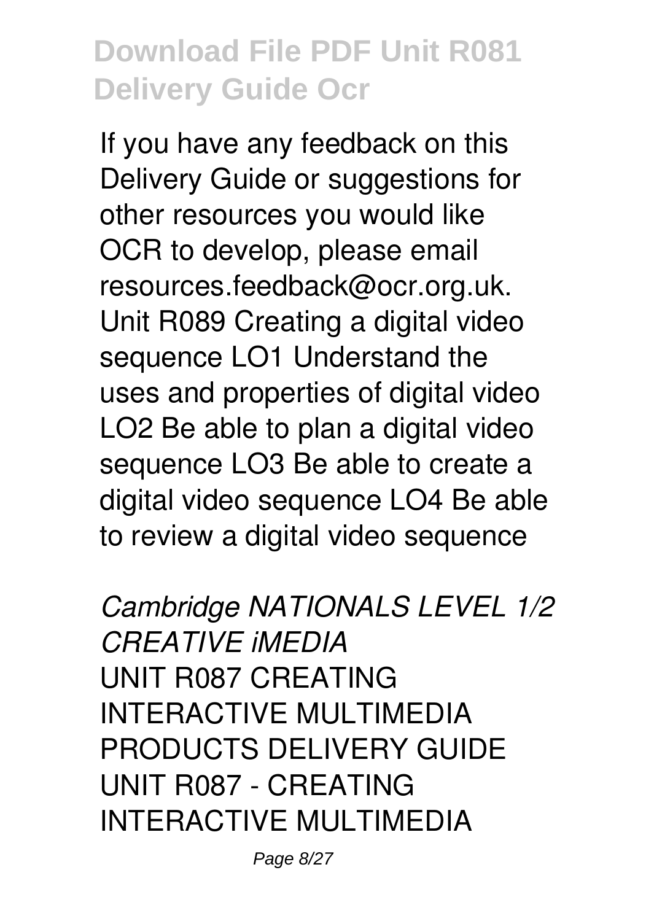If you have any feedback on this Delivery Guide or suggestions for other resources you would like OCR to develop, please email resources.feedback@ocr.org.uk. Unit R089 Creating a digital video sequence LO1 Understand the uses and properties of digital video LO2 Be able to plan a digital video sequence LO3 Be able to create a digital video sequence LO4 Be able to review a digital video sequence

*Cambridge NATIONALS LEVEL 1/2 CREATIVE iMEDIA*

UNIT R087 CREATING INTERACTIVE MULTIMEDIA PRODUCTS DELIVERY GUIDE UNIT R087 - CREATING INTERACTIVE MULTIMEDIA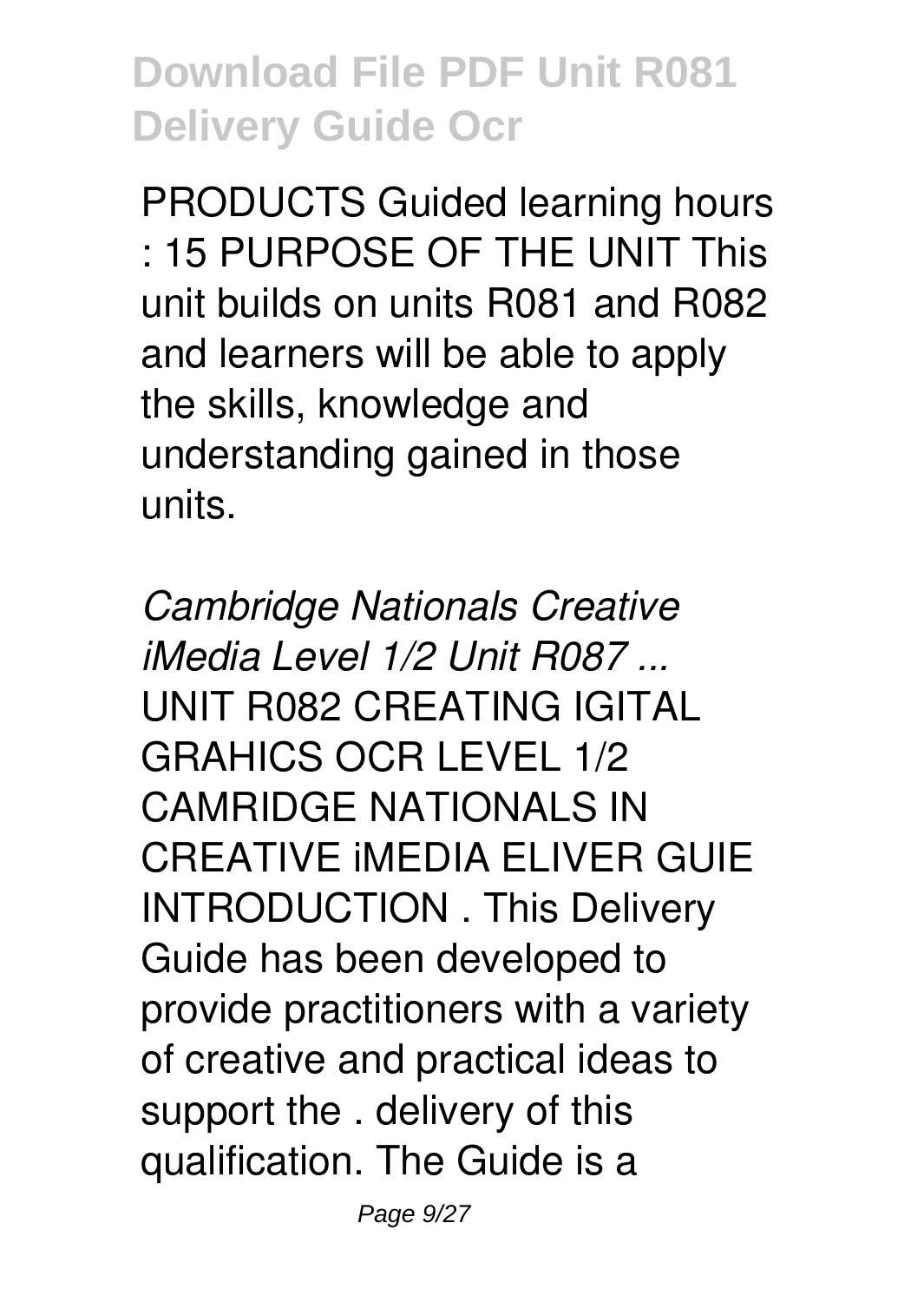PRODUCTS Guided learning hours : 15 PURPOSE OF THE UNIT This unit builds on units R081 and R082 and learners will be able to apply the skills, knowledge and understanding gained in those units.

*Cambridge Nationals Creative iMedia Level 1/2 Unit R087 ...*

UNIT R082 CREATING IGITAL GRAHICS OCR LEVEL 1/2 CAMRIDGE NATIONALS IN CREATIVE iMEDIA ELIVER GUIE INTRODUCTION . This Delivery Guide has been developed to provide practitioners with a variety of creative and practical ideas to support the . delivery of this qualification. The Guide is a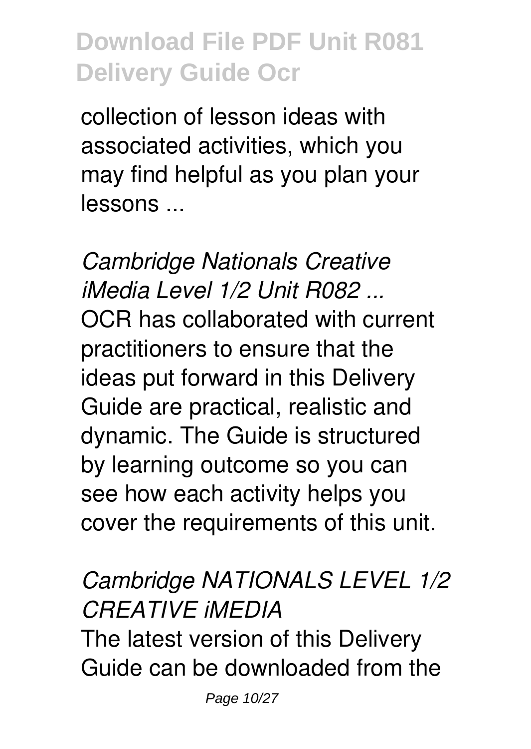collection of lesson ideas with associated activities, which you may find helpful as you plan your lessons ...

*Cambridge Nationals Creative iMedia Level 1/2 Unit R082 ...*

OCR has collaborated with current practitioners to ensure that the ideas put forward in this Delivery Guide are practical, realistic and dynamic. The Guide is structured by learning outcome so you can see how each activity helps you cover the requirements of this unit.

*Cambridge NATIONALS LEVEL 1/2 CREATIVE iMEDIA*

The latest version of this Delivery Guide can be downloaded from the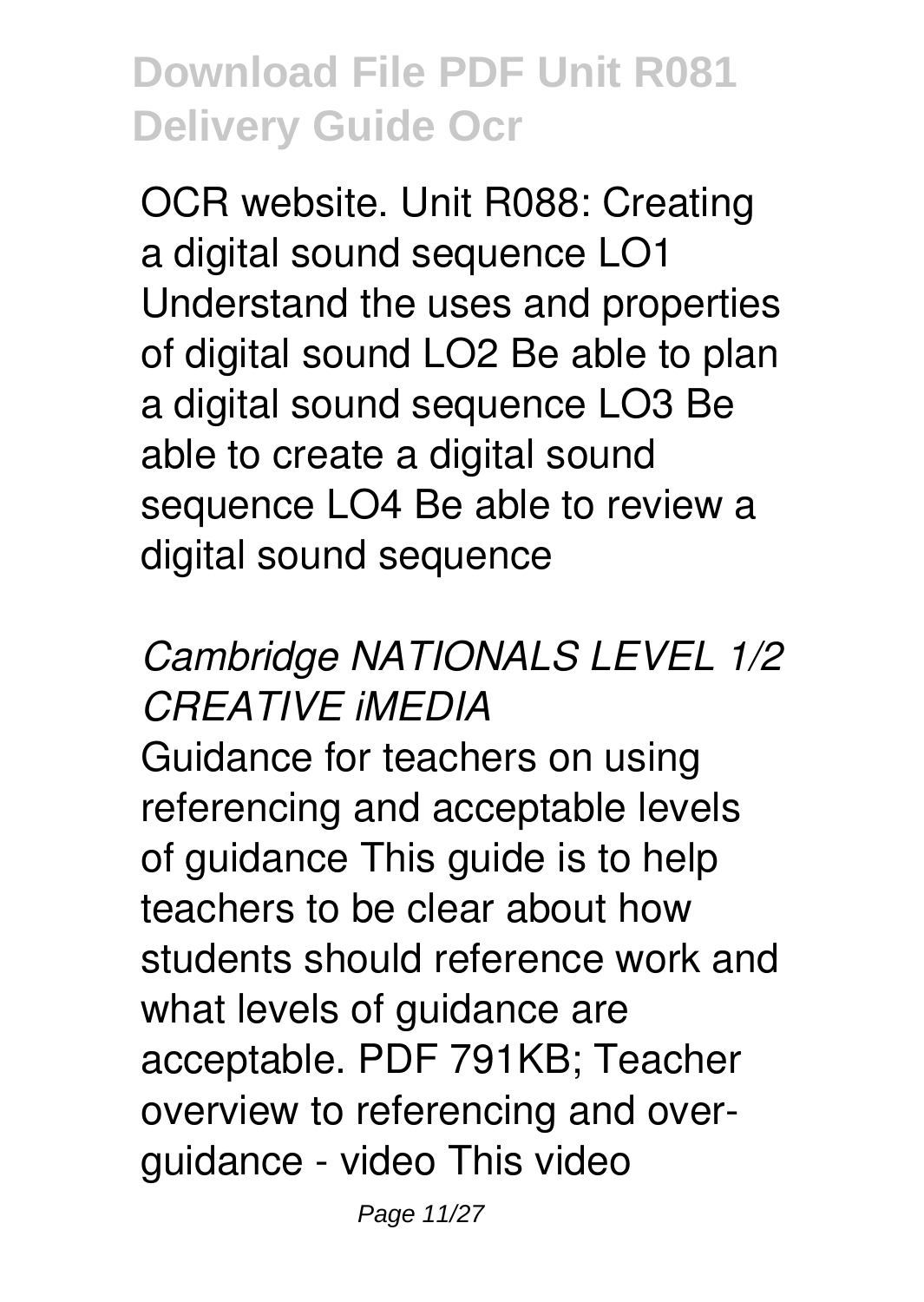OCR website. Unit R088: Creating a digital sound sequence LO1 Understand the uses and properties of digital sound LO2 Be able to plan a digital sound sequence LO3 Be able to create a digital sound sequence LO4 Be able to review a digital sound sequence

### *Cambridge NATIONALS LEVEL 1/2 CREATIVE iMEDIA*

Guidance for teachers on using referencing and acceptable levels of guidance This guide is to help teachers to be clear about how students should reference work and what levels of guidance are acceptable. PDF 791KB; Teacher overview to referencing and over-guidance - video This video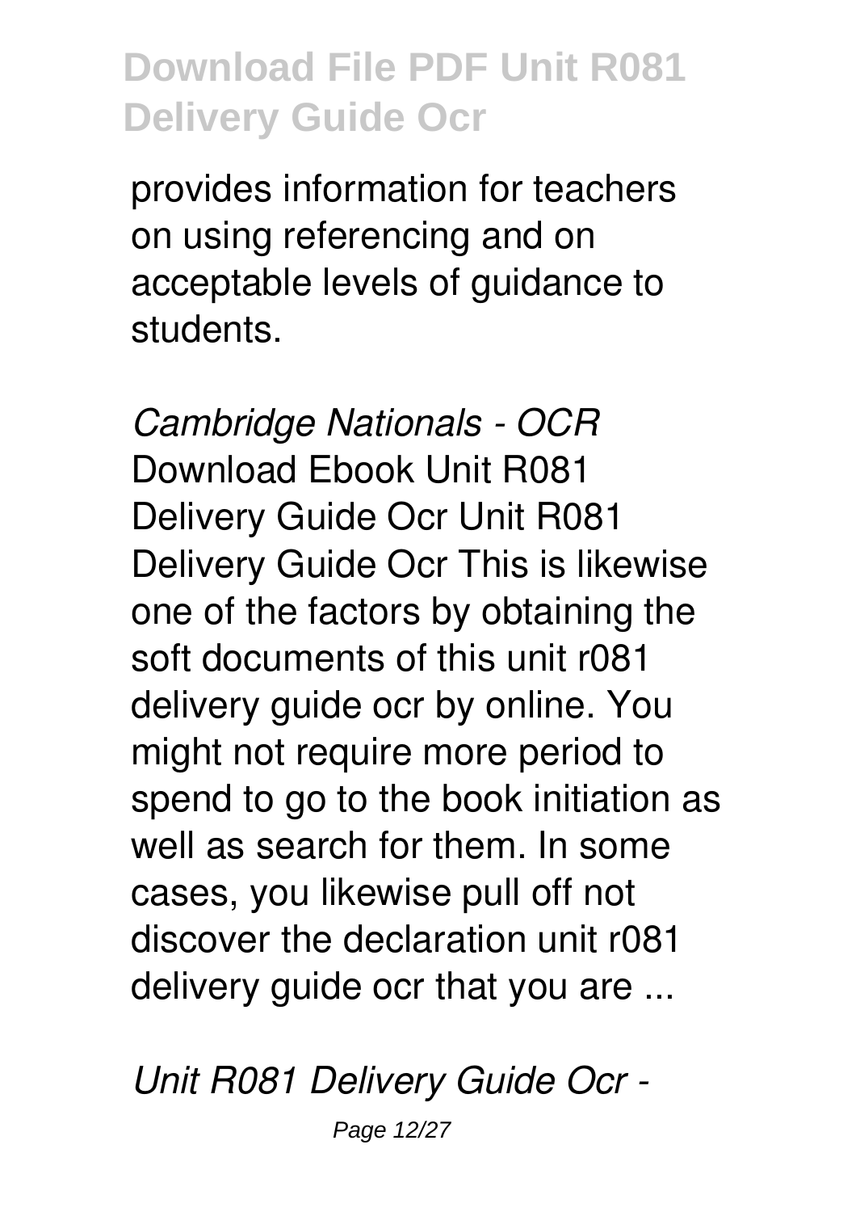provides information for teachers on using referencing and on acceptable levels of guidance to students.

*Cambridge Nationals - OCR*

Download Ebook Unit R081 Delivery Guide Ocr Unit R081 Delivery Guide Ocr This is likewise one of the factors by obtaining the soft documents of this unit r081 delivery guide ocr by online. You might not require more period to spend to go to the book initiation as well as search for them. In some cases, you likewise pull off not discover the declaration unit r081 delivery guide ocr that you are ...

*Unit R081 Delivery Guide Ocr -*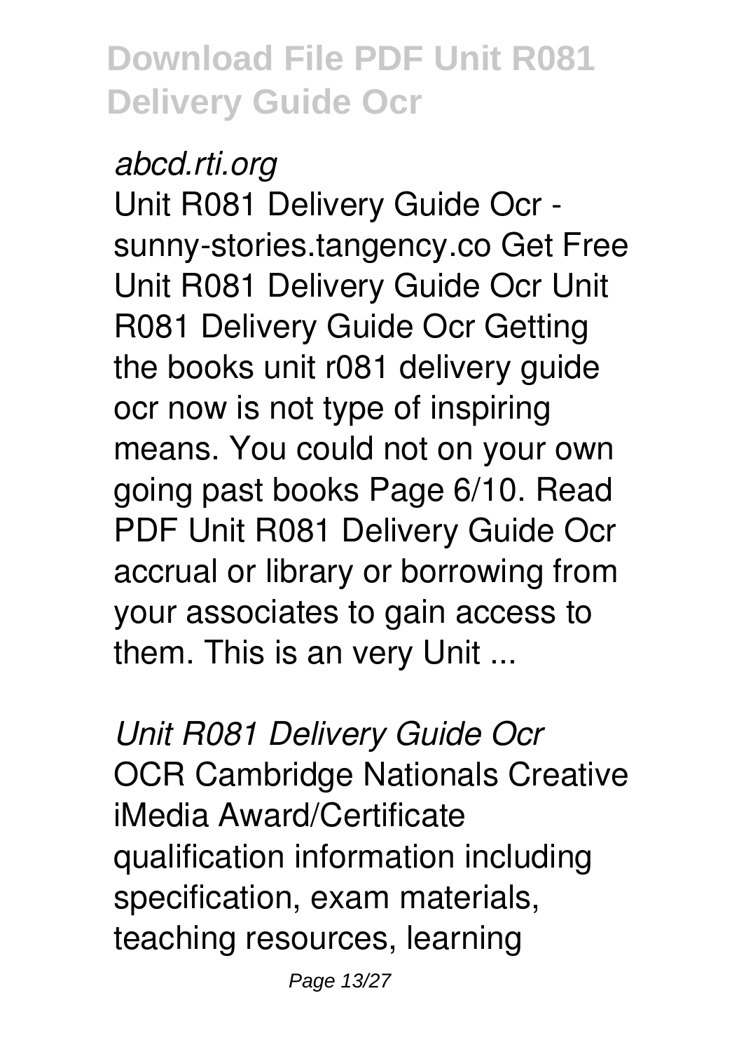*abcd.rti.org*

Unit R081 Delivery Guide Ocr - sunny-stories.tangency.co Get Free Unit R081 Delivery Guide Ocr Unit R081 Delivery Guide Ocr Getting the books unit r081 delivery guide ocr now is not type of inspiring means. You could not on your own going past books Page 6/10. Read PDF Unit R081 Delivery Guide Ocr accrual or library or borrowing from your associates to gain access to them. This is an very Unit ...

*Unit R081 Delivery Guide Ocr*

OCR Cambridge Nationals Creative iMedia Award/Certificate qualification information including specification, exam materials, teaching resources, learning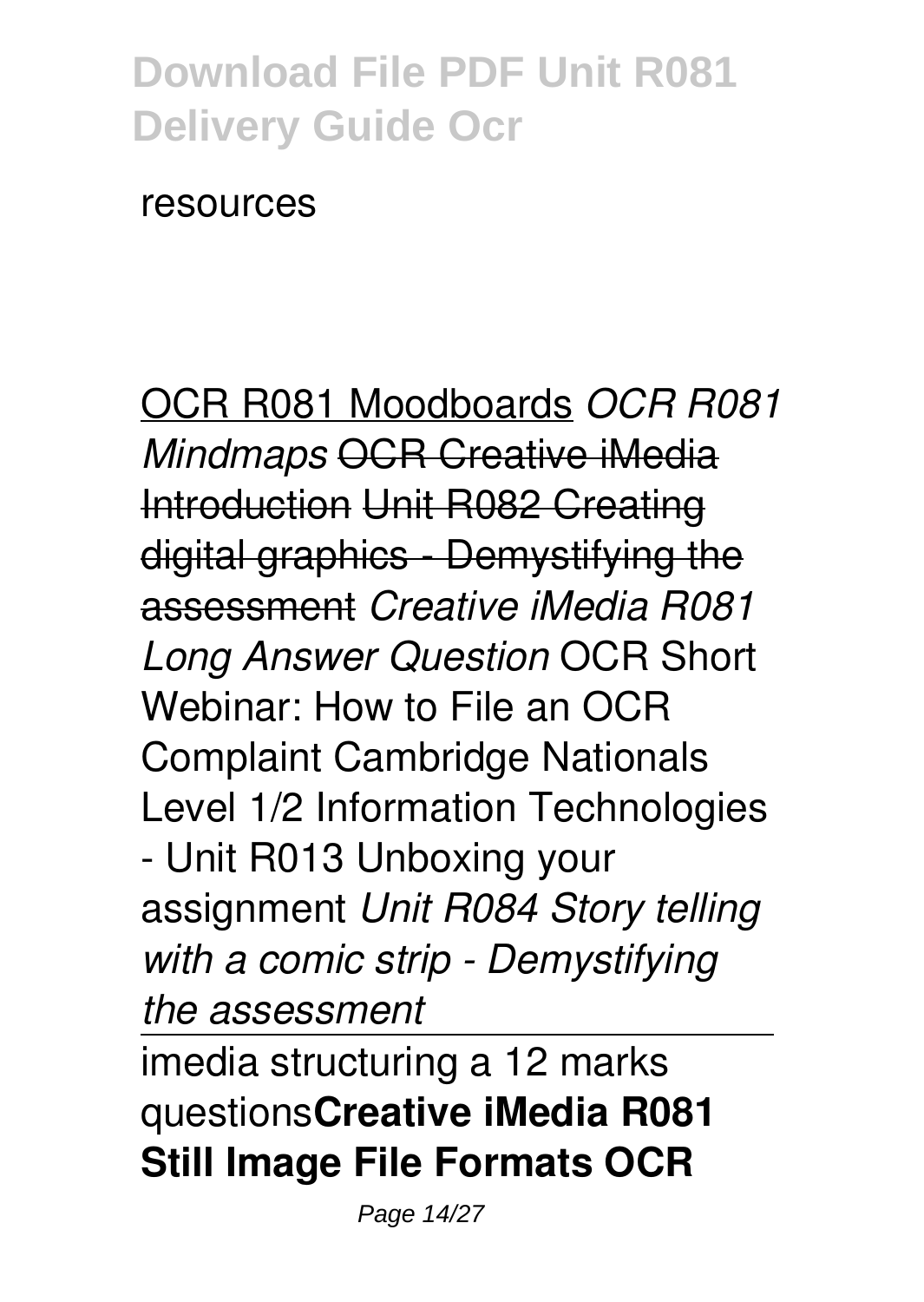resources

OCR R081 Moodboards *OCR R081 Mindmaps* ~~OCR Creative iMedia Introduction Unit R082 Creating digital graphics - Demystifying the assessment~~ *Creative iMedia R081 Long Answer Question* OCR Short Webinar: How to File an OCR Complaint Cambridge Nationals Level 1/2 Information Technologies - Unit R013 Unboxing your assignment *Unit R084 Story telling with a comic strip - Demystifying the assessment*

---

imedia structuring a 12 marks questions**Creative iMedia R081 Still Image File Formats OCR**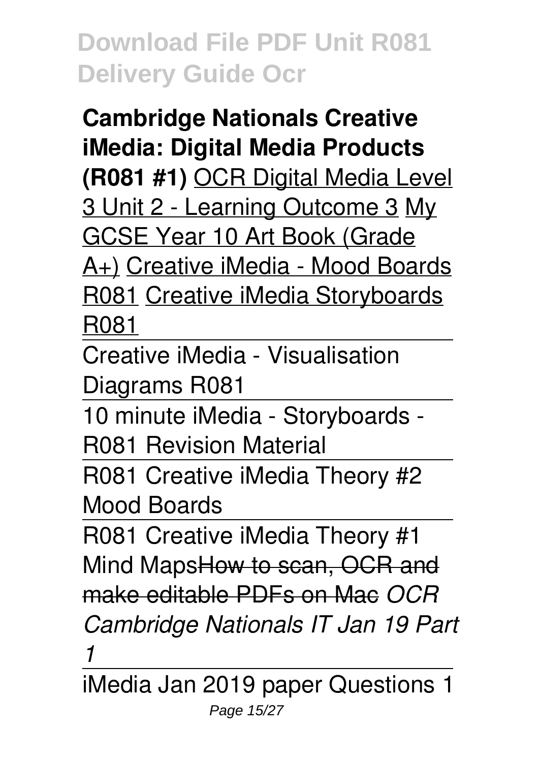**Cambridge Nationals Creative iMedia: Digital Media Products (R081 #1)** OCR Digital Media Level 3 Unit 2 - Learning Outcome 3 My GCSE Year 10 Art Book (Grade A+) Creative iMedia - Mood Boards R081 Creative iMedia Storyboards R081

Creative iMedia - Visualisation Diagrams R081

10 minute iMedia - Storyboards - R081 Revision Material

R081 Creative iMedia Theory #2 Mood Boards

R081 Creative iMedia Theory #1 Mind Maps~~How to scan, OCR and make editable PDFs on Mac~~ *OCR Cambridge Nationals IT Jan 19 Part 1*

iMedia Jan 2019 paper Questions 1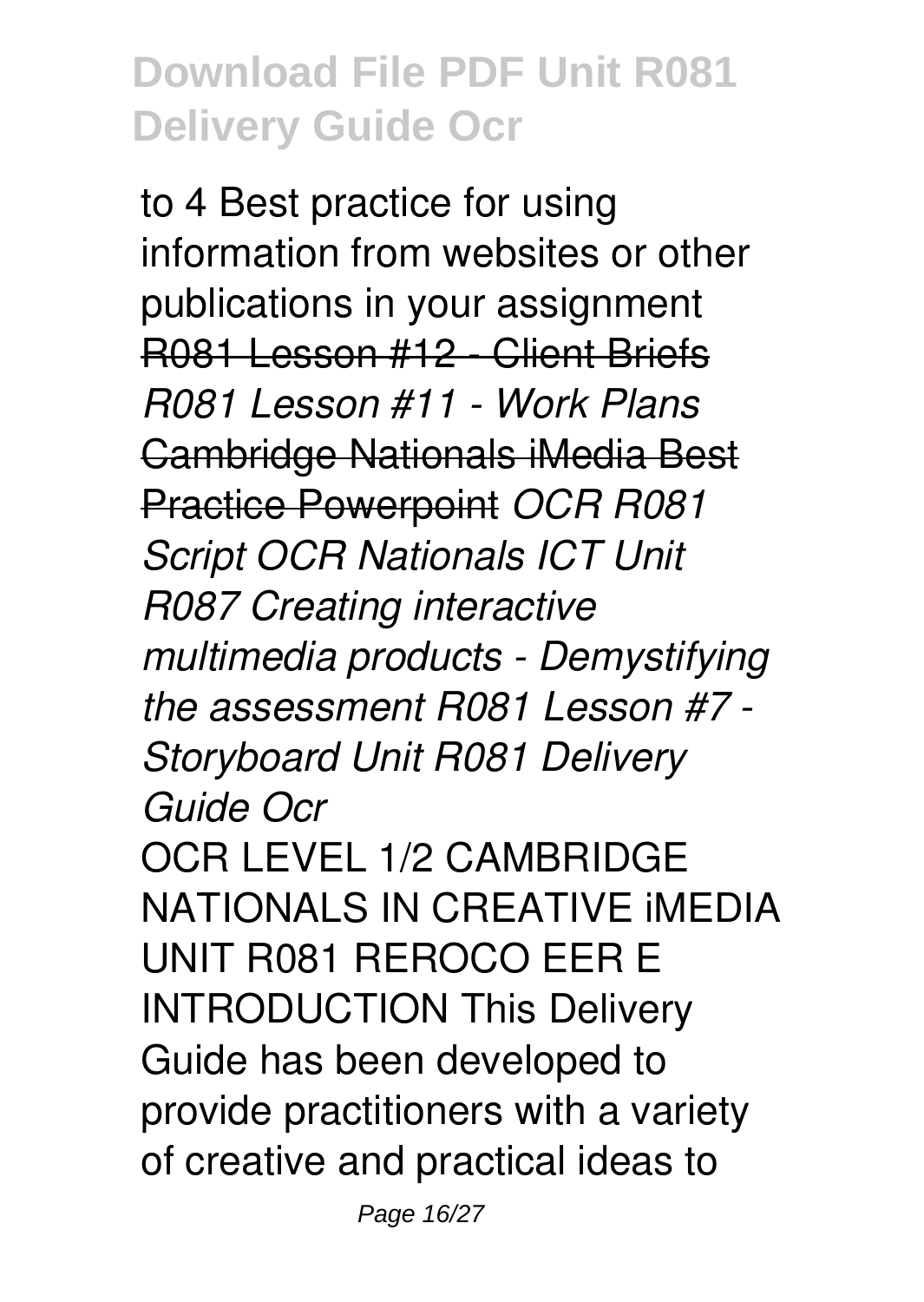to 4 Best practice for using information from websites or other publications in your assignment ~~R081 Lesson #12 - Client Briefs~~ *R081 Lesson #11 - Work Plans* ~~Cambridge Nationals iMedia Best Practice Powerpoint~~ *OCR R081 Script OCR Nationals ICT Unit R087 Creating interactive multimedia products - Demystifying the assessment R081 Lesson #7 - Storyboard Unit R081 Delivery Guide Ocr*

OCR LEVEL 1/2 CAMBRIDGE NATIONALS IN CREATIVE iMEDIA UNIT R081 REROCO EER E INTRODUCTION This Delivery Guide has been developed to provide practitioners with a variety of creative and practical ideas to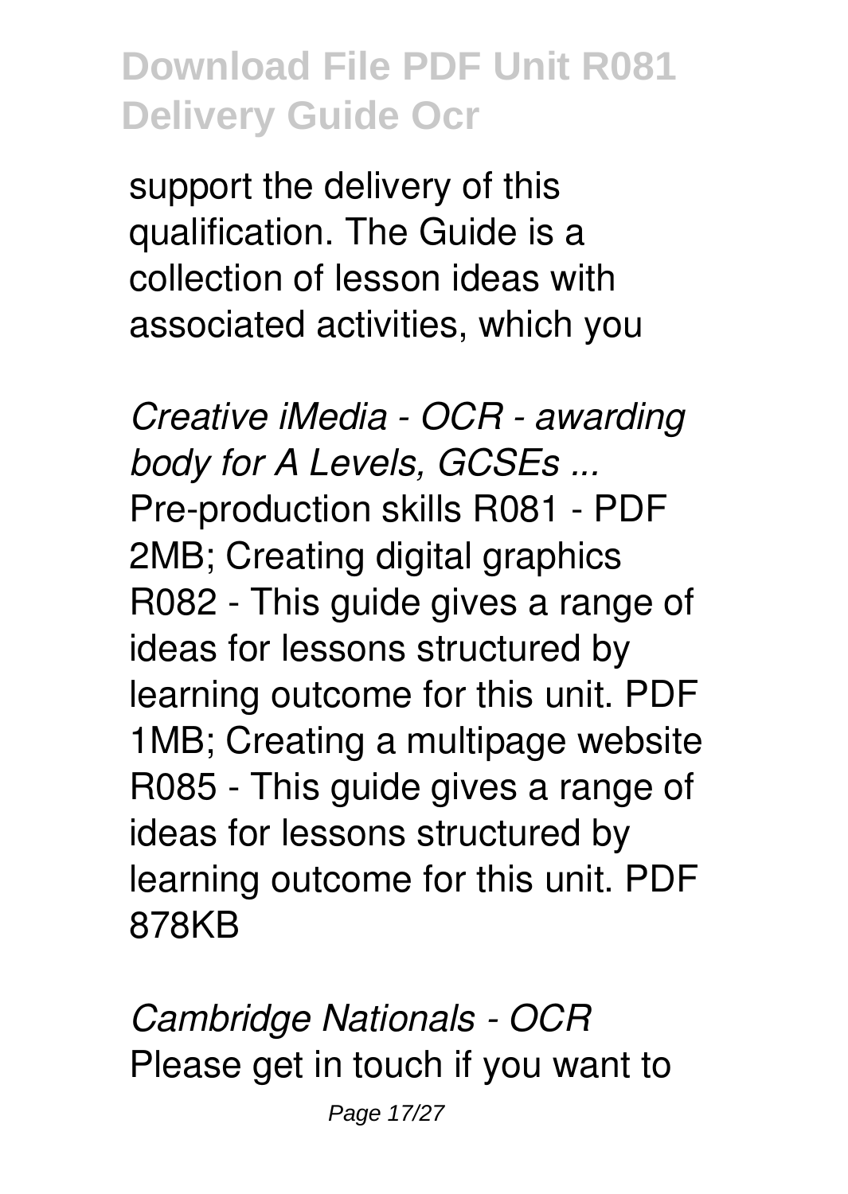support the delivery of this qualification. The Guide is a collection of lesson ideas with associated activities, which you

*Creative iMedia - OCR - awarding body for A Levels, GCSEs ...*

Pre-production skills R081 - PDF 2MB; Creating digital graphics R082 - This guide gives a range of ideas for lessons structured by learning outcome for this unit. PDF 1MB; Creating a multipage website R085 - This guide gives a range of ideas for lessons structured by learning outcome for this unit. PDF 878KB

*Cambridge Nationals - OCR*

Please get in touch if you want to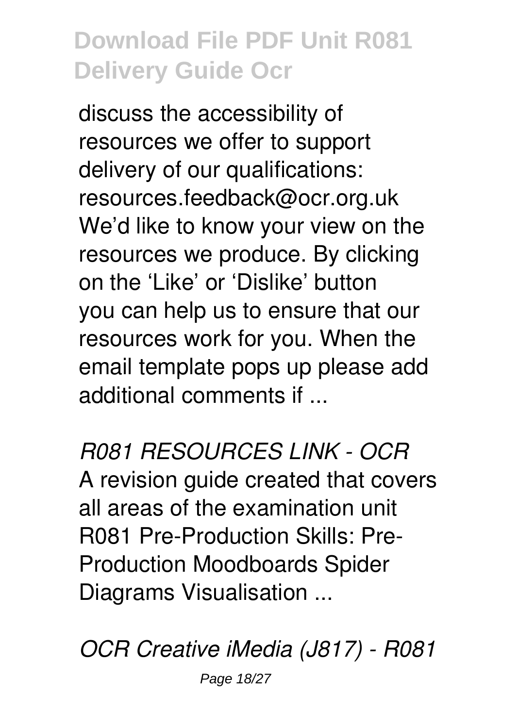discuss the accessibility of resources we offer to support delivery of our qualifications: resources.feedback@ocr.org.uk We'd like to know your view on the resources we produce. By clicking on the 'Like' or 'Dislike' button you can help us to ensure that our resources work for you. When the email template pops up please add additional comments if ...

*R081 RESOURCES LINK - OCR*

A revision guide created that covers all areas of the examination unit R081 Pre-Production Skills: Pre-Production Moodboards Spider Diagrams Visualisation ...

*OCR Creative iMedia (J817) - R081*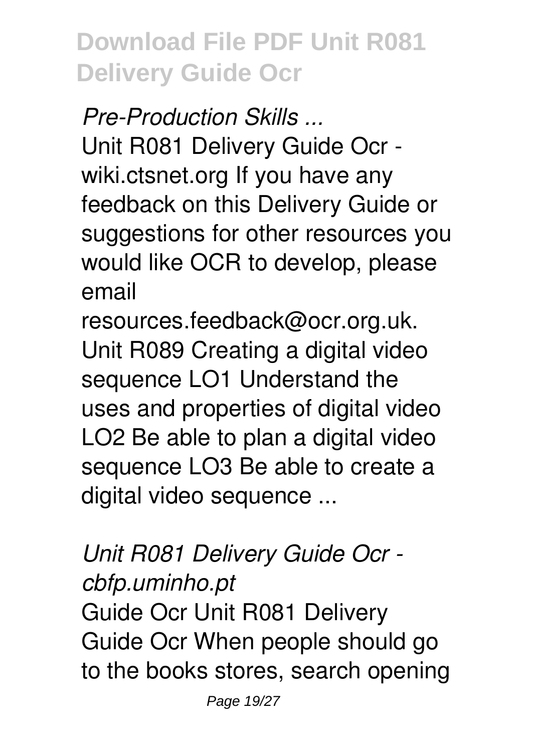*Pre-Production Skills ...*

Unit R081 Delivery Guide Ocr - wiki.ctsnet.org If you have any feedback on this Delivery Guide or suggestions for other resources you would like OCR to develop, please email resources.feedback@ocr.org.uk. Unit R089 Creating a digital video sequence LO1 Understand the uses and properties of digital video LO2 Be able to plan a digital video sequence LO3 Be able to create a digital video sequence ...

*Unit R081 Delivery Guide Ocr - cbfp.uminho.pt*

Guide Ocr Unit R081 Delivery Guide Ocr When people should go to the books stores, search opening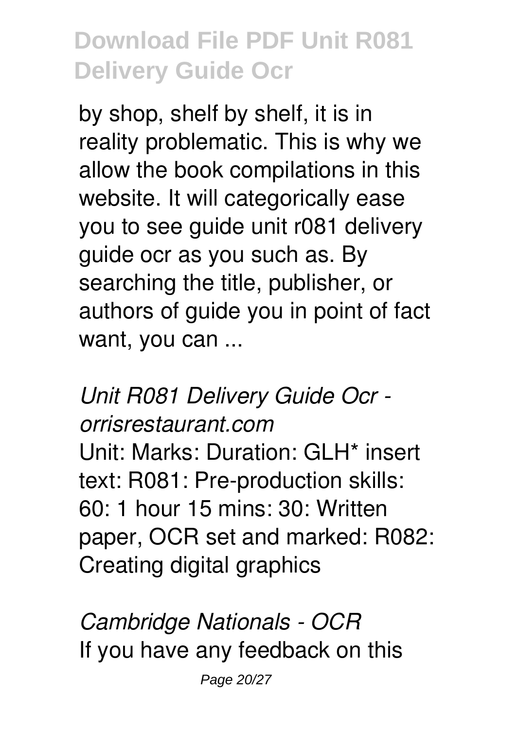by shop, shelf by shelf, it is in reality problematic. This is why we allow the book compilations in this website. It will categorically ease you to see guide unit r081 delivery guide ocr as you such as. By searching the title, publisher, or authors of guide you in point of fact want, you can ...

*Unit R081 Delivery Guide Ocr - orrisrestaurant.com*

Unit: Marks: Duration: GLH* insert text: R081: Pre-production skills: 60: 1 hour 15 mins: 30: Written paper, OCR set and marked: R082: Creating digital graphics

*Cambridge Nationals - OCR*

If you have any feedback on this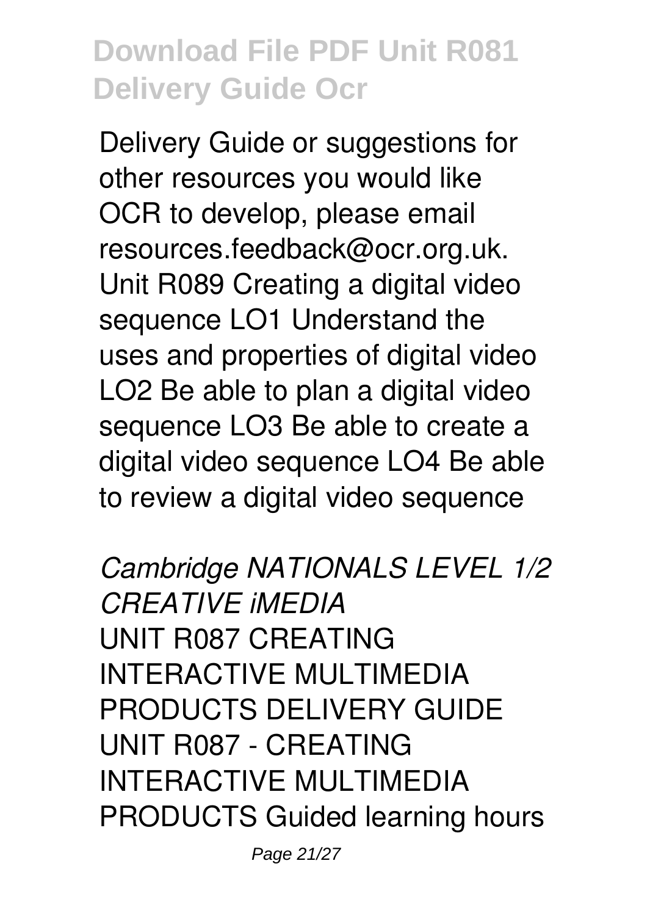Delivery Guide or suggestions for other resources you would like OCR to develop, please email resources.feedback@ocr.org.uk. Unit R089 Creating a digital video sequence LO1 Understand the uses and properties of digital video LO2 Be able to plan a digital video sequence LO3 Be able to create a digital video sequence LO4 Be able to review a digital video sequence

*Cambridge NATIONALS LEVEL 1/2 CREATIVE iMEDIA*

UNIT R087 CREATING INTERACTIVE MULTIMEDIA PRODUCTS DELIVERY GUIDE UNIT R087 - CREATING INTERACTIVE MULTIMEDIA PRODUCTS Guided learning hours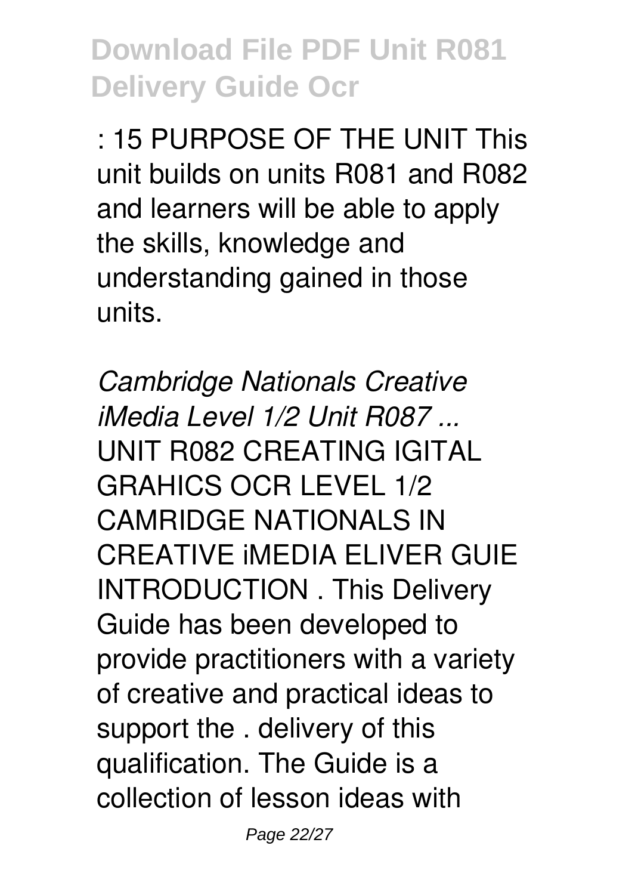: 15 PURPOSE OF THE UNIT This unit builds on units R081 and R082 and learners will be able to apply the skills, knowledge and understanding gained in those units.

*Cambridge Nationals Creative iMedia Level 1/2 Unit R087 ...*

UNIT R082 CREATING IGITAL GRAHICS OCR LEVEL 1/2 CAMRIDGE NATIONALS IN CREATIVE iMEDIA ELIVER GUIE INTRODUCTION . This Delivery Guide has been developed to provide practitioners with a variety of creative and practical ideas to support the . delivery of this qualification. The Guide is a collection of lesson ideas with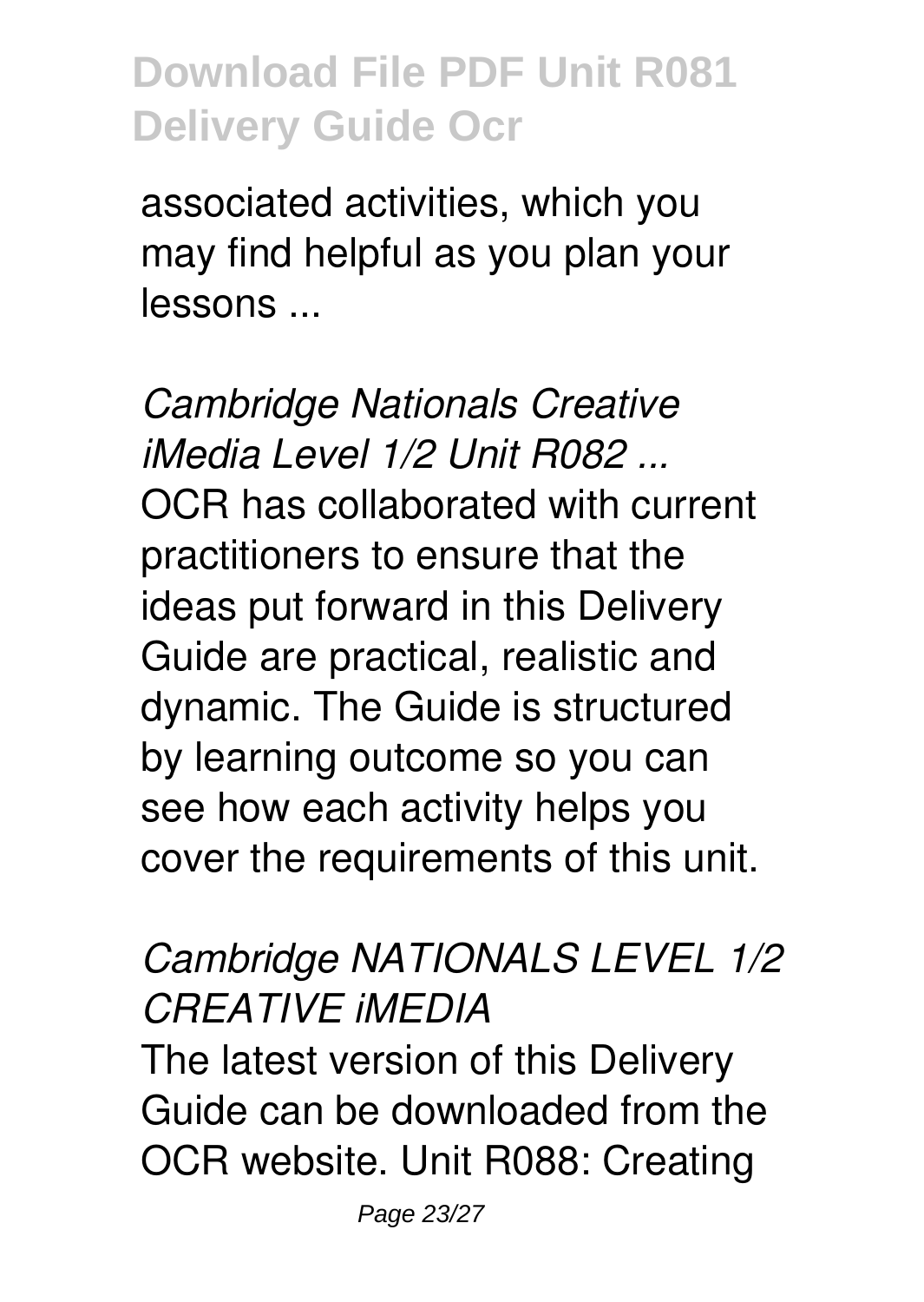associated activities, which you may find helpful as you plan your lessons ...

*Cambridge Nationals Creative iMedia Level 1/2 Unit R082 ...*

OCR has collaborated with current practitioners to ensure that the ideas put forward in this Delivery Guide are practical, realistic and dynamic. The Guide is structured by learning outcome so you can see how each activity helps you cover the requirements of this unit.

*Cambridge NATIONALS LEVEL 1/2 CREATIVE iMEDIA*

The latest version of this Delivery Guide can be downloaded from the OCR website. Unit R088: Creating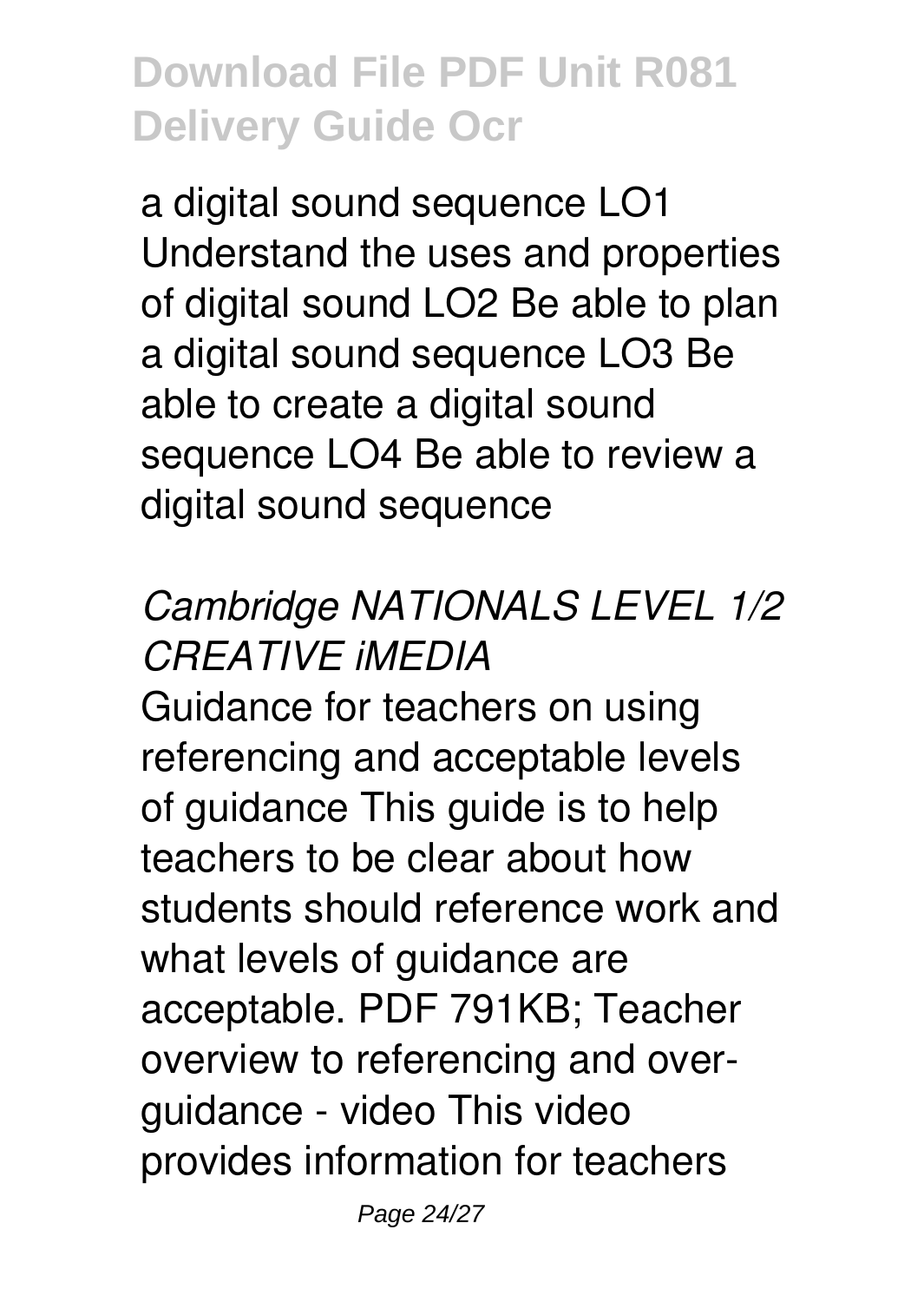a digital sound sequence LO1 Understand the uses and properties of digital sound LO2 Be able to plan a digital sound sequence LO3 Be able to create a digital sound sequence LO4 Be able to review a digital sound sequence

### *Cambridge NATIONALS LEVEL 1/2 CREATIVE iMEDIA*

Guidance for teachers on using referencing and acceptable levels of guidance This guide is to help teachers to be clear about how students should reference work and what levels of guidance are acceptable. PDF 791KB; Teacher overview to referencing and over-guidance - video This video provides information for teachers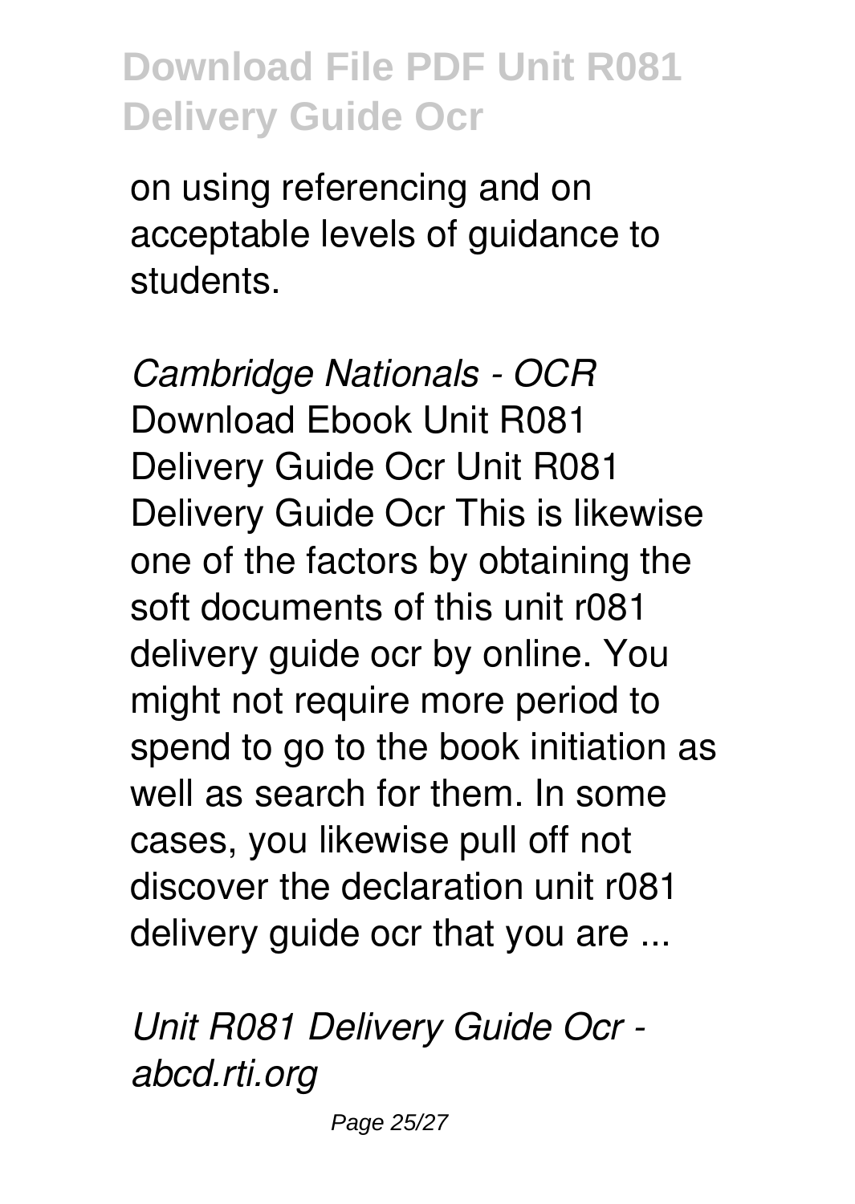on using referencing and on acceptable levels of guidance to students.

*Cambridge Nationals - OCR*

Download Ebook Unit R081 Delivery Guide Ocr Unit R081 Delivery Guide Ocr This is likewise one of the factors by obtaining the soft documents of this unit r081 delivery guide ocr by online. You might not require more period to spend to go to the book initiation as well as search for them. In some cases, you likewise pull off not discover the declaration unit r081 delivery guide ocr that you are ...

*Unit R081 Delivery Guide Ocr - abcd.rti.org*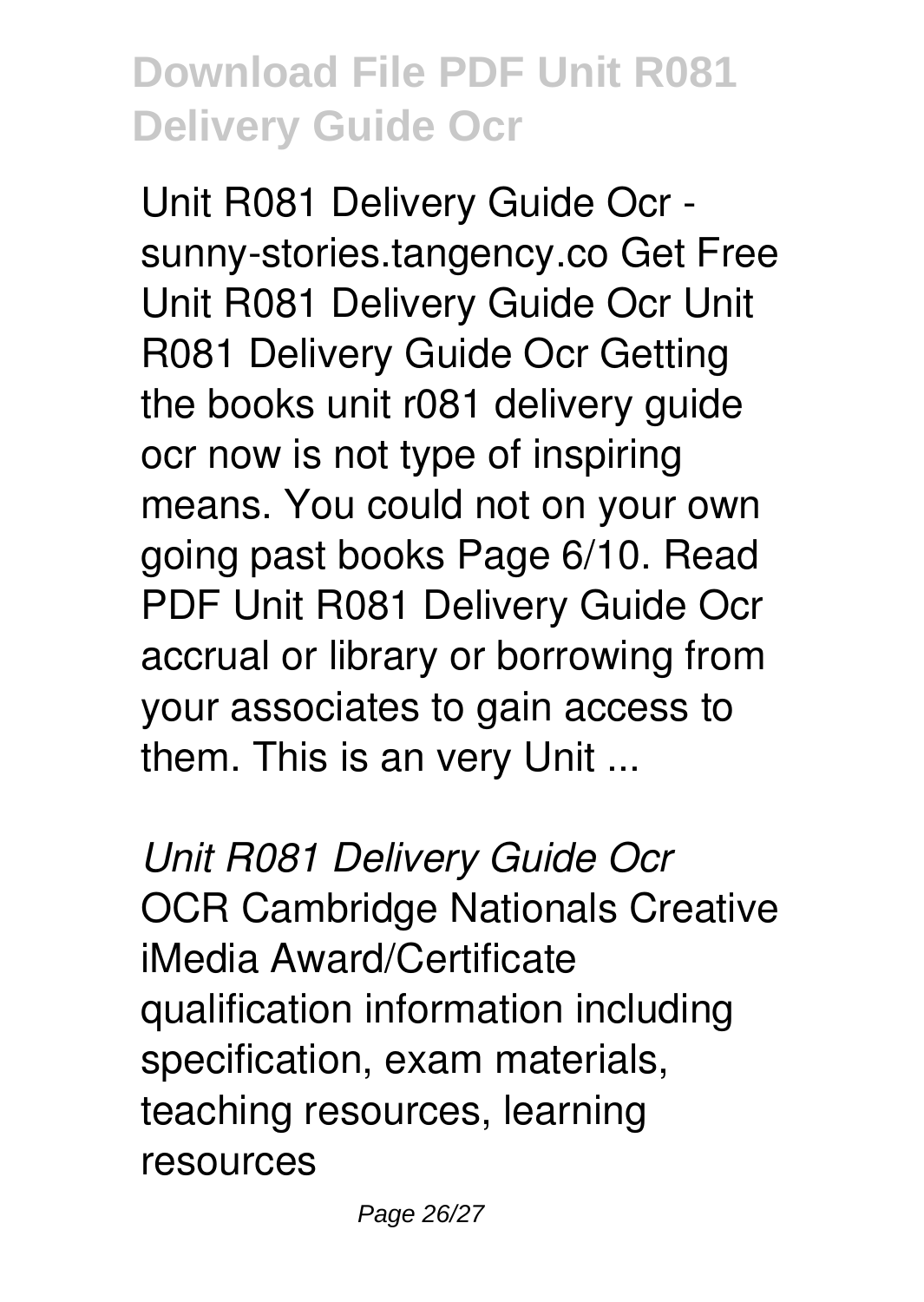Unit R081 Delivery Guide Ocr - sunny-stories.tangency.co Get Free Unit R081 Delivery Guide Ocr Unit R081 Delivery Guide Ocr Getting the books unit r081 delivery guide ocr now is not type of inspiring means. You could not on your own going past books Page 6/10. Read PDF Unit R081 Delivery Guide Ocr accrual or library or borrowing from your associates to gain access to them. This is an very Unit ...

*Unit R081 Delivery Guide Ocr*

OCR Cambridge Nationals Creative iMedia Award/Certificate qualification information including specification, exam materials, teaching resources, learning resources